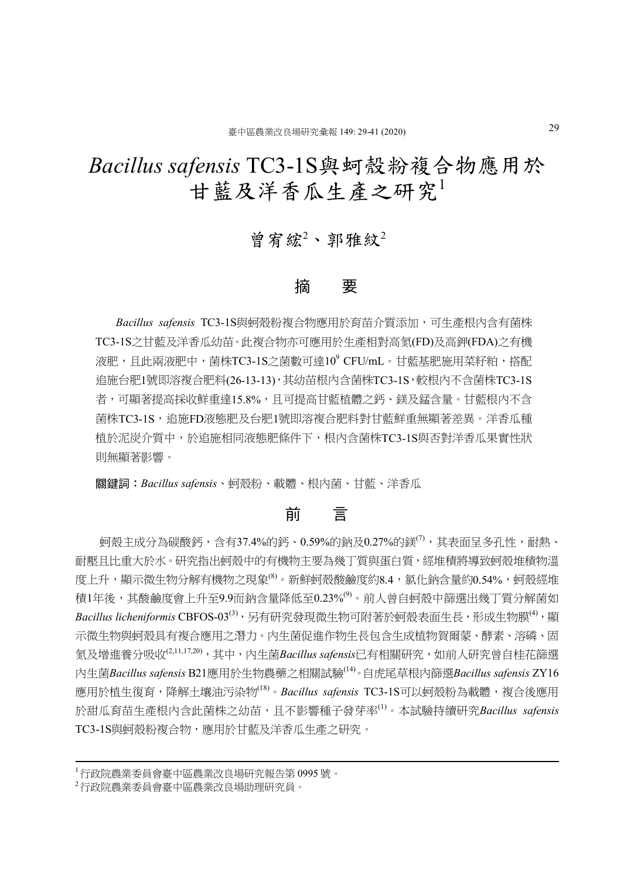# *Bacillus safensis* TC3-1S與蚵殼粉複合物應用於甘藍及洋香瓜生產之研究[1]

曾宥綋[2]、郭雅紋[2]

## 摘　要

*Bacillus safensis* TC3-1S與蚵殼粉複合物應用於育苗介質添加，可生產根內含有菌株TC3-1S之甘藍及洋香瓜幼苗。此複合物亦可應用於生產相對高氮(FD)及高鉀(FDA)之有機液肥，且此兩液肥中，菌株TC3-1S之菌數可達$10^9$ CFU/mL。甘藍基肥施用菜籽粕，搭配追施台肥1號即溶複合肥料(26-13-13)，其幼苗根內含菌株TC3-1S，較根內不含菌株TC3-1S者，可顯著提高採收鮮重達15.8%，且可提高甘藍植體之鈣、鎂及錳含量。甘藍根內不含菌株TC3-1S，追施FD液態肥及台肥1號即溶複合肥料對甘藍鮮重無顯著差異。洋香瓜種植於泥炭介質中，於追施相同液態肥條件下，根內含菌株TC3-1S與否對洋香瓜果實性狀則無顯著影響。

**關鍵詞：***Bacillus safensis*、蚵殼粉、載體、根內菌、甘藍、洋香瓜

## 前　言

蚵殼主成分為碳酸鈣，含有37.4%的鈣、0.59%的鈉及0.27%的鎂[7]，其表面呈多孔性，耐熱、耐壓且比重大於水。研究指出蚵殼中的有機物主要為幾丁質與蛋白質，經堆積將導致蚵殼堆積物溫度上升，顯示微生物分解有機物之現象[8]。新鮮蚵殼酸鹼度約8.4，氯化鈉含量約0.54%，蚵殼經堆積1年後，其酸鹼度會上升至9.9而鈉含量降低至0.23%[9]。前人曾自蚵殼中篩選出幾丁質分解菌如*Bacillus licheniformis* CBFOS-03[3]，另有研究發現微生物可附著於蚵殼表面生長，形成生物膜[4]，顯示微生物與蚵殼具有複合應用之潛力。內生菌促進作物生長包含生成植物賀爾蒙、酵素、溶磷、固氮及增進養分吸收[2,11,17,20]，其中，內生菌*Bacillus safensis*已有相關研究，如前人研究曾自桂花篩選內生菌*Bacillus safensis* B21應用於生物農藥之相關試驗[14]。自虎尾草根內篩選*Bacillus safensis* ZY16應用於植生復育，降解土壤油污染物[18]。*Bacillus safensis* TC3-1S可以蚵殼粉為載體，複合後應用於甜瓜育苗生產根內含此菌株之幼苗，且不影響種子發芽率[1]。本試驗持續研究*Bacillus safensis* TC3-1S與蚵殼粉複合物，應用於甘藍及洋香瓜生產之研究。

---

[1] 行政院農業委員會臺中區農業改良場研究報告第 0995 號。

[2] 行政院農業委員會臺中區農業改良場助理研究員。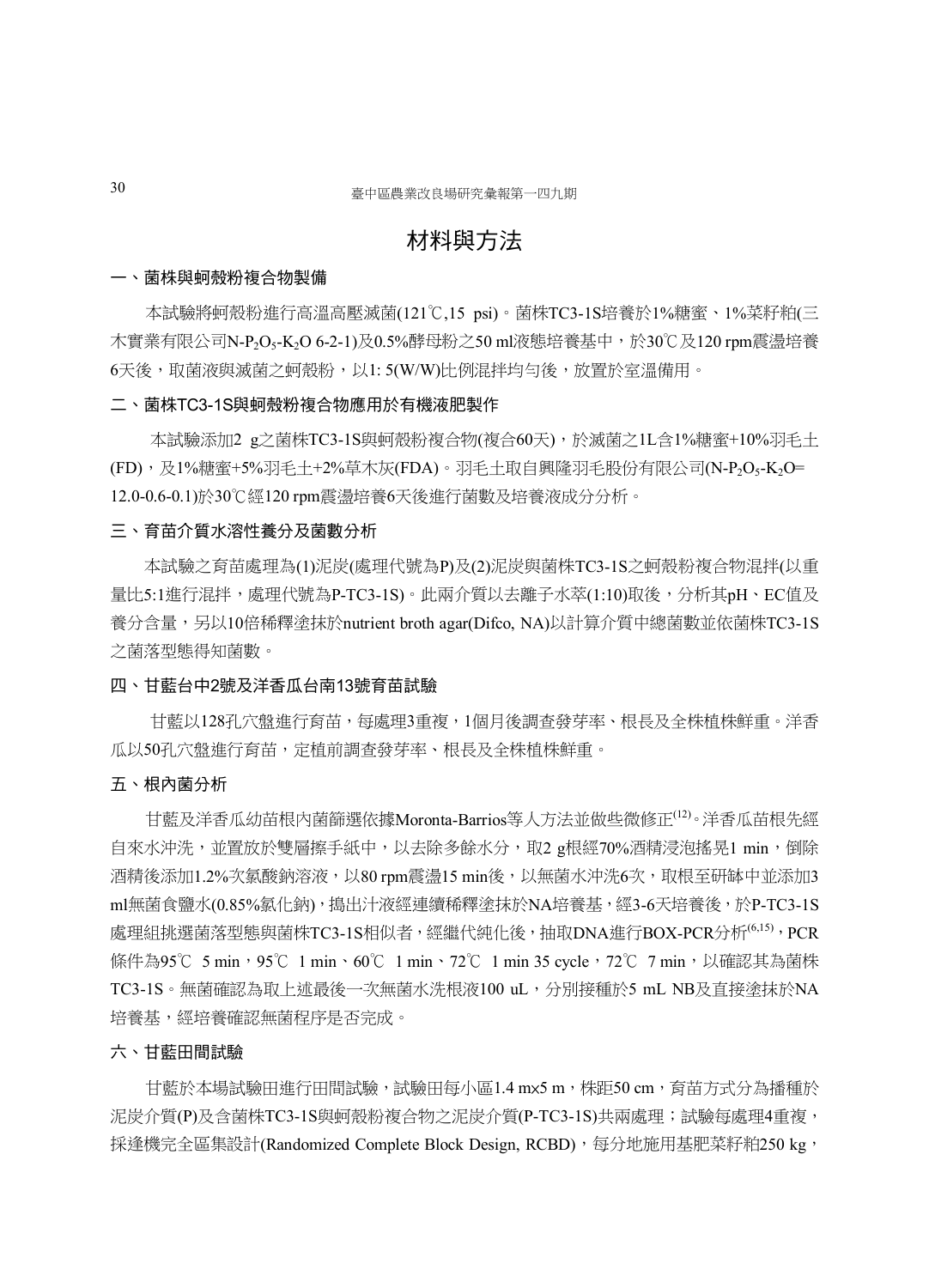# 材料與方法

## 一、菌株與蚵殼粉複合物製備

本試驗將蚵殼粉進行高溫高壓滅菌(121℃,15 psi)。菌株TC3-1S培養於1%糖蜜、1%菜籽粕(三木實業有限公司N-$P_2O_5$-$K_2O$ 6-2-1)及0.5%酵母粉之50 ml液態培養基中，於30℃及120 rpm震盪培養6天後，取菌液與滅菌之蚵殼粉，以1: 5(W/W)比例混拌均勻後，放置於室溫備用。

## 二、菌株TC3-1S與蚵殼粉複合物應用於有機液肥製作

本試驗添加2 g之菌株TC3-1S與蚵殼粉複合物(複合60天)，於滅菌之1L含1%糖蜜+10%羽毛土(FD)，及1%糖蜜+5%羽毛土+2%草木灰(FDA)。羽毛土取自興隆羽毛股份有限公司(N-$P_2O_5$-$K_2O$= 12.0-0.6-0.1)於30℃經120 rpm震盪培養6天後進行菌數及培養液成分分析。

## 三、育苗介質水溶性養分及菌數分析

本試驗之育苗處理為(1)泥炭(處理代號為P)及(2)泥炭與菌株TC3-1S之蚵殼粉複合物混拌(以重量比5:1進行混拌，處理代號為P-TC3-1S)。此兩介質以去離子水萃(1:10)取後，分析其pH、EC值及養分含量，另以10倍稀釋塗抹於nutrient broth agar(Difco, NA)以計算介質中總菌數並依菌株TC3-1S之菌落型態得知菌數。

## 四、甘藍台中2號及洋香瓜台南13號育苗試驗

甘藍以128孔穴盤進行育苗，每處理3重複，1個月後調查發芽率、根長及全株植株鮮重。洋香瓜以50孔穴盤進行育苗，定植前調查發芽率、根長及全株植株鮮重。

## 五、根內菌分析

甘藍及洋香瓜幼苗根內菌篩選依據Moronta-Barrios等人方法並做些微修正[12]。洋香瓜苗根先經自來水沖洗，並置放於雙層擦手紙中，以去除多餘水分，取2 g根經70%酒精浸泡搖晃1 min，倒除酒精後添加1.2%次氯酸鈉溶液，以80 rpm震盪15 min後，以無菌水沖洗6次，取根至研缽中並添加3 ml無菌食鹽水(0.85%氯化鈉)，搗出汁液經連續稀釋塗抹於NA培養基，經3-6天培養後，於P-TC3-1S處理組挑選菌落型態與菌株TC3-1S相似者，經繼代純化後，抽取DNA進行BOX-PCR分析[6,15]，PCR條件為95℃ 5 min，95℃ 1 min、60℃ 1 min、72℃ 1 min 35 cycle，72℃ 7 min，以確認其為菌株TC3-1S。無菌確認為取上述最後一次無菌水洗根液100 uL，分別接種於5 mL NB及直接塗抹於NA培養基，經培養確認無菌程序是否完成。

## 六、甘藍田間試驗

甘藍於本場試驗田進行田間試驗，試驗田每小區1.4 mx5 m，株距50 cm，育苗方式分為播種於泥炭介質(P)及含菌株TC3-1S與蚵殼粉複合物之泥炭介質(P-TC3-1S)共兩處理；試驗每處理4重複，採逢機完全區集設計(Randomized Complete Block Design, RCBD)，每分地施用基肥菜籽粕250 kg，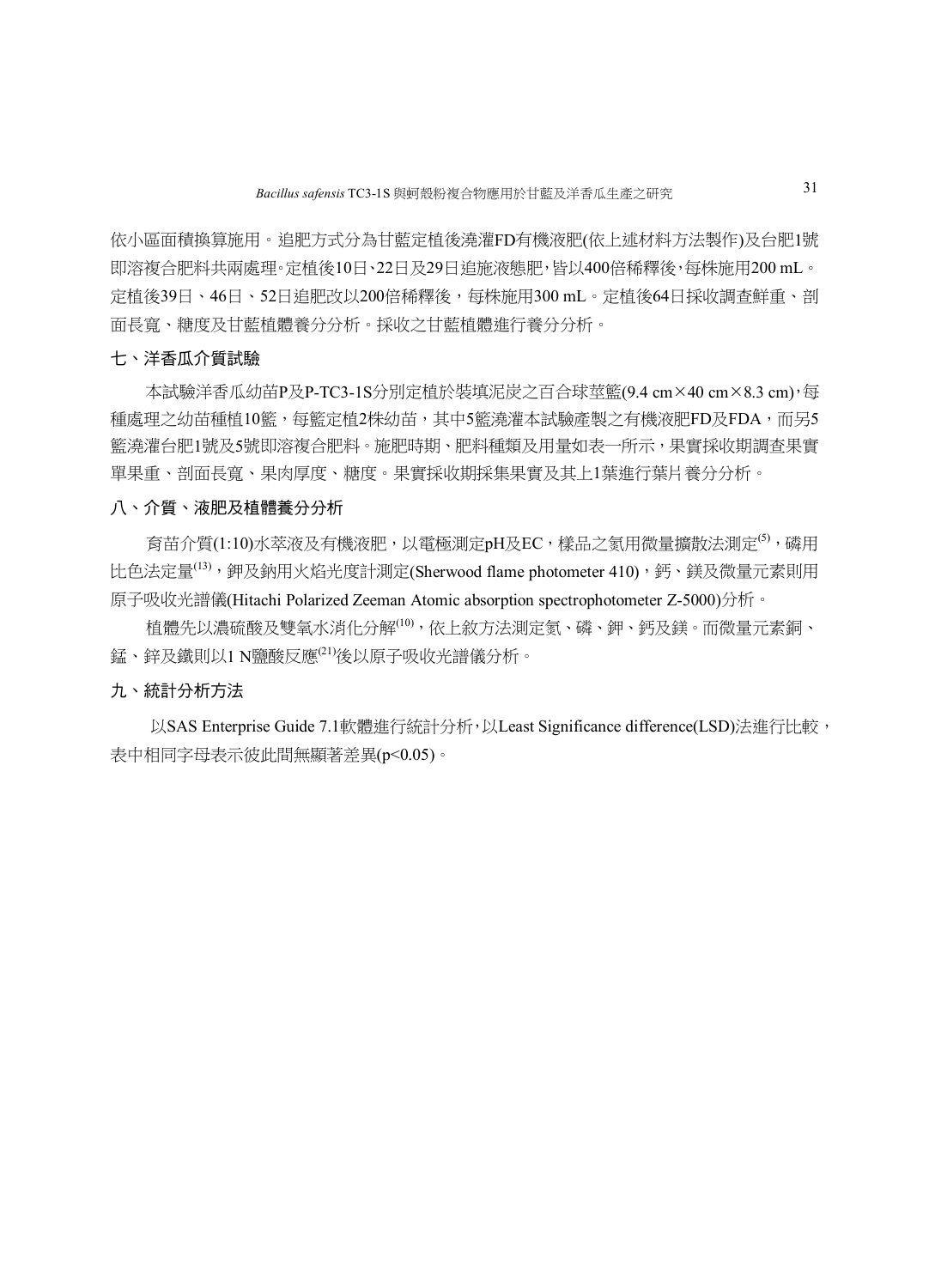依小區面積換算施用。追肥方式分為甘藍定植後澆灌FD有機液肥(依上述材料方法製作)及台肥1號即溶複合肥料共兩處理。定植後10日、22日及29日追施液態肥，皆以400倍稀釋後，每株施用200 mL。定植後39日、46日、52日追肥改以200倍稀釋後，每株施用300 mL。定植後64日採收調查鮮重、剖面長寬、糖度及甘藍植體養分分析。採收之甘藍植體進行養分分析。

## 七、洋香瓜介質試驗

本試驗洋香瓜幼苗P及P-TC3-1S分別定植於裝填泥炭之百合球莖籃(9.4 cm×40 cm×8.3 cm)，每種處理之幼苗種植10籃，每籃定植2株幼苗，其中5籃澆灌本試驗產製之有機液肥FD及FDA，而另5籃澆灌台肥1號及5號即溶複合肥料。施肥時期、肥料種類及用量如表一所示，果實採收期調查果實單果重、剖面長寬、果肉厚度、糖度。果實採收期採集果實及其上1葉進行葉片養分分析。

## 八、介質、液肥及植體養分分析

育苗介質(1:10)水萃液及有機液肥，以電極測定pH及EC，樣品之氮用微量擴散法測定[5]，磷用比色法定量[13]，鉀及鈉用火焰光度計測定(Sherwood flame photometer 410)，鈣、鎂及微量元素則用原子吸收光譜儀(Hitachi Polarized Zeeman Atomic absorption spectrophotometer Z-5000)分析。

植體先以濃硫酸及雙氧水消化分解[10]，依上敘方法測定氮、磷、鉀、鈣及鎂。而微量元素銅、錳、鋅及鐵則以1 N鹽酸反應[21]後以原子吸收光譜儀分析。

## 九、統計分析方法

以SAS Enterprise Guide 7.1軟體進行統計分析，以Least Significance difference(LSD)法進行比較，表中相同字母表示彼此間無顯著差異($p<0.05$)。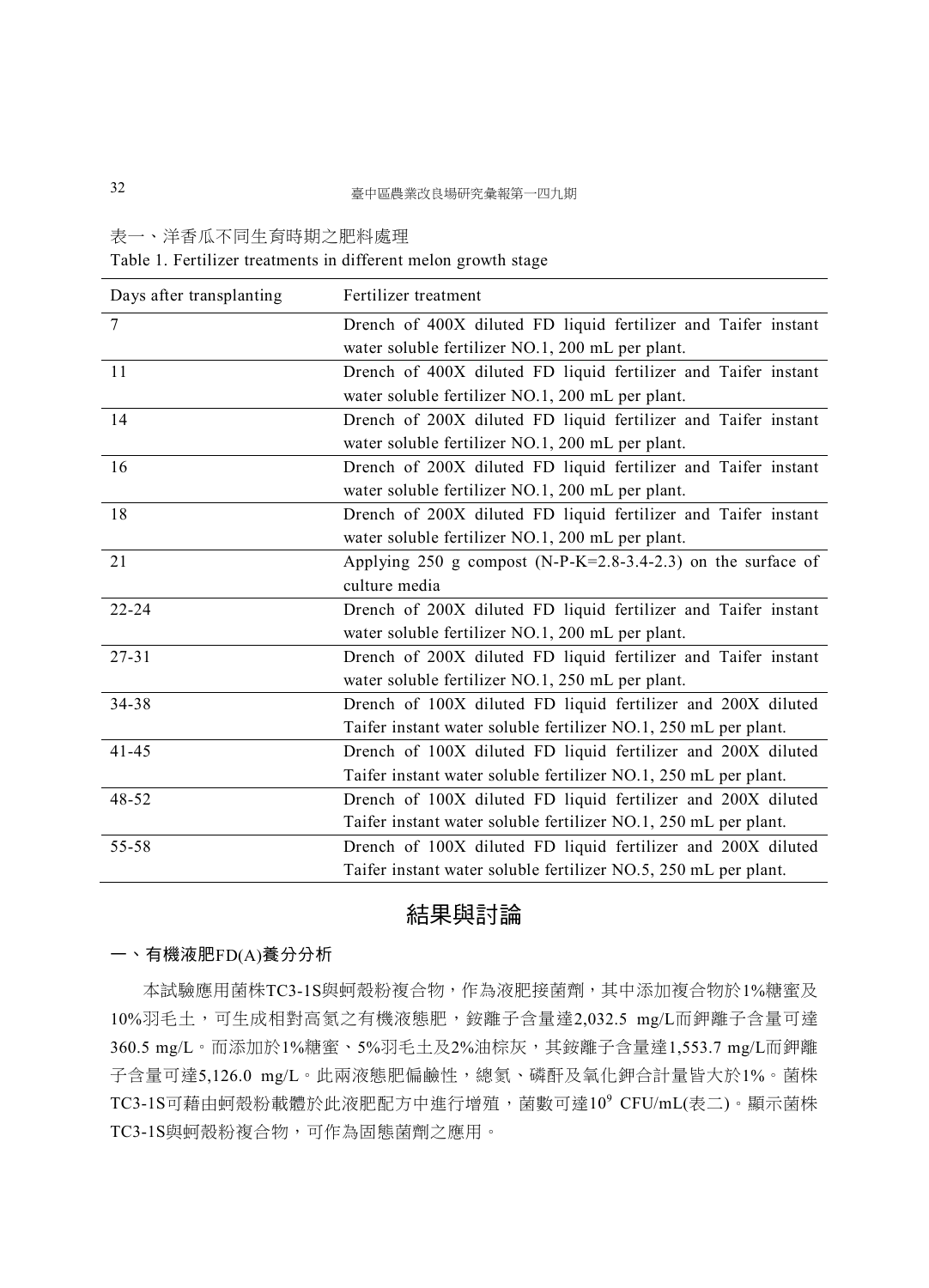表一、洋香瓜不同生育時期之肥料處理

Table 1. Fertilizer treatments in different melon growth stage

| Days after transplanting | Fertilizer treatment |
|---|---|
| 7 | Drench of 400X diluted FD liquid fertilizer and Taifer instant water soluble fertilizer NO.1, 200 mL per plant. |
| 11 | Drench of 400X diluted FD liquid fertilizer and Taifer instant water soluble fertilizer NO.1, 200 mL per plant. |
| 14 | Drench of 200X diluted FD liquid fertilizer and Taifer instant water soluble fertilizer NO.1, 200 mL per plant. |
| 16 | Drench of 200X diluted FD liquid fertilizer and Taifer instant water soluble fertilizer NO.1, 200 mL per plant. |
| 18 | Drench of 200X diluted FD liquid fertilizer and Taifer instant water soluble fertilizer NO.1, 200 mL per plant. |
| 21 | Applying 250 g compost (N-P-K=2.8-3.4-2.3) on the surface of culture media |
| 22-24 | Drench of 200X diluted FD liquid fertilizer and Taifer instant water soluble fertilizer NO.1, 200 mL per plant. |
| 27-31 | Drench of 200X diluted FD liquid fertilizer and Taifer instant water soluble fertilizer NO.1, 250 mL per plant. |
| 34-38 | Drench of 100X diluted FD liquid fertilizer and 200X diluted Taifer instant water soluble fertilizer NO.1, 250 mL per plant. |
| 41-45 | Drench of 100X diluted FD liquid fertilizer and 200X diluted Taifer instant water soluble fertilizer NO.1, 250 mL per plant. |
| 48-52 | Drench of 100X diluted FD liquid fertilizer and 200X diluted Taifer instant water soluble fertilizer NO.1, 250 mL per plant. |
| 55-58 | Drench of 100X diluted FD liquid fertilizer and 200X diluted Taifer instant water soluble fertilizer NO.5, 250 mL per plant. |

# 結果與討論

## 一、有機液肥FD(A)養分分析

本試驗應用菌株TC3-1S與蚵殼粉複合物，作為液肥接菌劑，其中添加複合物於1%糖蜜及10%羽毛土，可生成相對高氮之有機液態肥，銨離子含量達2,032.5 mg/L而鉀離子含量可達360.5 mg/L。而添加於1%糖蜜、5%羽毛土及2%油棕灰，其銨離子含量達1,553.7 mg/L而鉀離子含量可達5,126.0 mg/L。此兩液態肥偏鹼性，總氮、磷酐及氧化鉀合計量皆大於1%。菌株TC3-1S可藉由蚵殼粉載體於此液肥配方中進行增殖，菌數可達$10^9$ CFU/mL(表二)。顯示菌株TC3-1S與蚵殼粉複合物，可作為固態菌劑之應用。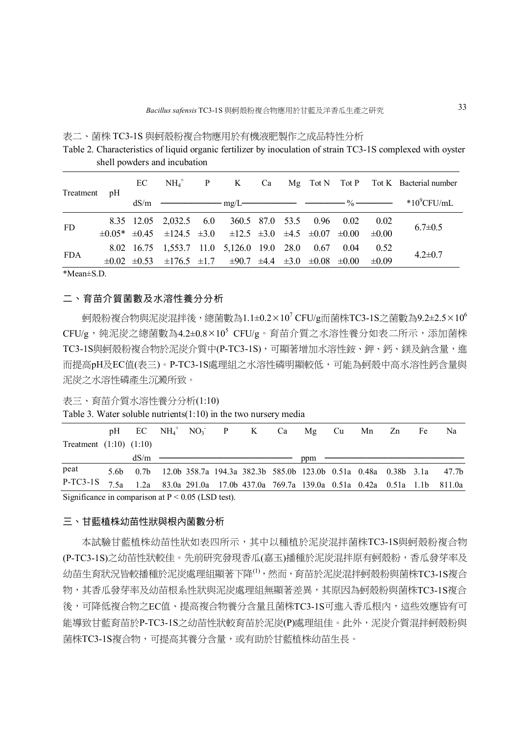表二、菌株 TC3-1S 與蚵殼粉複合物應用於有機液肥製作之成品特性分析

Table 2. Characteristics of liquid organic fertilizer by inoculation of strain TC3-1S complexed with oyster shell powders and incubation

| Treatment | pH | EC | $NH_4^+$ | P | K | Ca | Mg | Tot N | Tot P | Tot K | Bacterial number |
|---|---|---|---|---|---|---|---|---|---|---|---|
| | | dS/m | mg/L | | | | | % | | | $*10^9$CFU/mL |
| FD | 8.35 ±0.05* | 12.05 ±0.45 | 2,032.5 ±124.5 | 6.0 ±3.0 | 360.5 ±12.5 | 87.0 ±3.0 | 53.5 ±4.5 | 0.96 ±0.07 | 0.02 ±0.00 | 0.02 ±0.00 | 6.7±0.5 |
| FDA | 8.02 ±0.02 | 16.75 ±0.53 | 1,553.7 ±176.5 | 11.0 ±1.7 | 5,126.0 ±90.7 | 19.0 ±4.4 | 28.0 ±3.0 | 0.67 ±0.08 | 0.04 ±0.00 | 0.52 ±0.09 | 4.2±0.7 |

*Mean±S.D.

## 二、育苗介質菌數及水溶性養分分析

蚵殼粉複合物與泥炭混拌後，總菌數為1.1±0.2×$10^7$ CFU/g而菌株TC3-1S之菌數為9.2±2.5×$10^6$ CFU/g，純泥炭之總菌數為4.2±0.8×$10^5$ CFU/g。育苗介質之水溶性養分如表二所示，添加菌株TC3-1S與蚵殼粉複合物於泥炭介質中(P-TC3-1S)，可顯著增加水溶性銨、鉀、鈣、鎂及鈉含量，進而提高pH及EC值(表三)。P-TC3-1S處理組之水溶性磷明顯較低，可能為蚵殼中高水溶性鈣含量與泥炭之水溶性磷產生沉澱所致。

表三、育苗介質水溶性養分分析(1:10)

Table 3. Water soluble nutrients(1:10) in the two nursery media

| Treatment | pH (1:10) | EC (1:10) | $NH_4^+$ | $NO_3^-$ | P | K | Ca | Mg | Cu | Mn | Zn | Fe | Na |
|---|---|---|---|---|---|---|---|---|---|---|---|---|---|
| | | dS/m | ppm | | | | | | | | | | |
| peat | 5.6b | 0.7b | 12.0b | 358.7a | 194.3a | 382.3b | 585.0b | 123.0b | 0.51a | 0.48a | 0.38b | 3.1a | 47.7b |
| P-TC3-1S | 7.5a | 1.2a | 83.0a | 291.0a | 17.0b | 437.0a | 769.7a | 139.0a | 0.51a | 0.42a | 0.51a | 1.1b | 811.0a |

Significance in comparison at $P < 0.05$ (LSD test).

## 三、甘藍植株幼苗性狀與根內菌數分析

本試驗甘藍植株幼苗性狀如表四所示，其中以種植於泥炭混拌菌株TC3-1S與蚵殼粉複合物(P-TC3-1S)之幼苗性狀較佳。先前研究發現香瓜(嘉玉)播種於泥炭混拌原有蚵殼粉，香瓜發芽率及幼苗生育狀況皆較播種於泥炭處理組顯著下降[1]，然而，育苗於泥炭混拌蚵殼粉與菌株TC3-1S複合物，其香瓜發芽率及幼苗根系性狀與泥炭處理組無顯著差異，其原因為蚵殼粉與菌株TC3-1S複合後，可降低複合物之EC值、提高複合物養分含量且菌株TC3-1S可進入香瓜根內，這些效應皆有可能導致甘藍育苗於P-TC3-1S之幼苗性狀較育苗於泥炭(P)處理組佳。此外，泥炭介質混拌蚵殼粉與菌株TC3-1S複合物，可提高其養分含量，或有助於甘藍植株幼苗生長。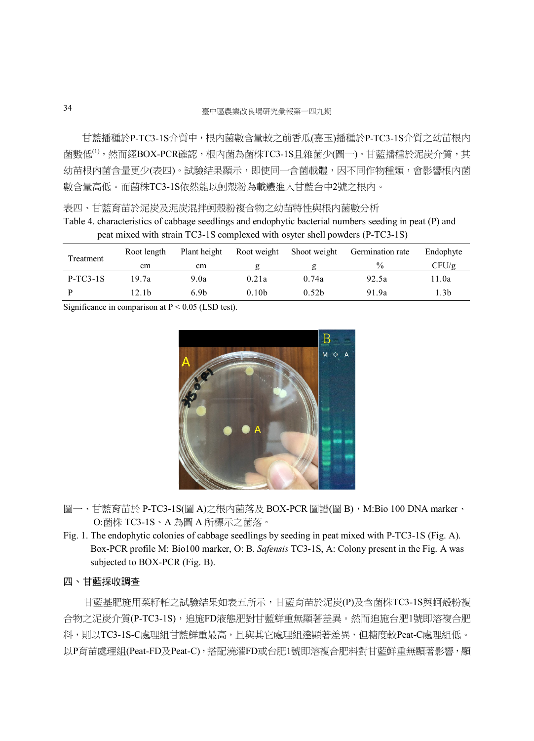甘藍播種於P-TC3-1S介質中，根內菌數含量較之前香瓜(嘉玉)播種於P-TC3-1S介質之幼苗根內菌數低[1]，然而經BOX-PCR確認，根內菌為菌株TC3-1S且雜菌少(圖一)。甘藍播種於泥炭介質，其幼苗根內菌含量更少(表四)。試驗結果顯示，即使同一含菌載體，因不同作物種類，會影響根內菌數含量高低。而菌株TC3-1S依然能以蚵殼粉為載體進入甘藍台中2號之根內。

表四、甘藍育苗於泥炭及泥炭混拌蚵殼粉複合物之幼苗特性與根內菌數分析

Table 4. characteristics of cabbage seedlings and endophytic bacterial numbers seeding in peat (P) and peat mixed with strain TC3-1S complexed with osyter shell powders (P-TC3-1S)

| Treatment | Root length | Plant height | Root weight | Shoot weight | Germination rate | Endophyte |
|---|---|---|---|---|---|---|
| | cm | cm | g | g | % | CFU/g |
| P-TC3-1S | 19.7a | 9.0a | 0.21a | 0.74a | 92.5a | 11.0a |
| P | 12.1b | 6.9b | 0.10b | 0.52b | 91.9a | 1.3b |

Significance in comparison at $P < 0.05$ (LSD test).

圖一、甘藍育苗於 P-TC3-1S(圖 A)之根內菌落及 BOX-PCR 圖譜(圖 B)，M:Bio 100 DNA marker、O:菌株 TC3-1S、A 為圖 A 所標示之菌落。

Fig. 1. The endophytic colonies of cabbage seedlings by seeding in peat mixed with P-TC3-1S (Fig. A). Box-PCR profile M: Bio100 marker, O: B. *Safensis* TC3-1S, A: Colony present in the Fig. A was subjected to BOX-PCR (Fig. B).

## 四、甘藍採收調查

甘藍基肥施用菜籽粕之試驗結果如表五所示，甘藍育苗於泥炭(P)及含菌株TC3-1S與蚵殼粉複合物之泥炭介質(P-TC3-1S)，追施FD液態肥對甘藍鮮重無顯著差異。然而追施台肥1號即溶複合肥料，則以TC3-1S-C處理組甘藍鮮重最高，且與其它處理組達顯著差異，但糖度較Peat-C處理組低。以P育苗處理組(Peat-FD及Peat-C)，搭配澆灌FD或台肥1號即溶複合肥料對甘藍鮮重無顯著影響，顯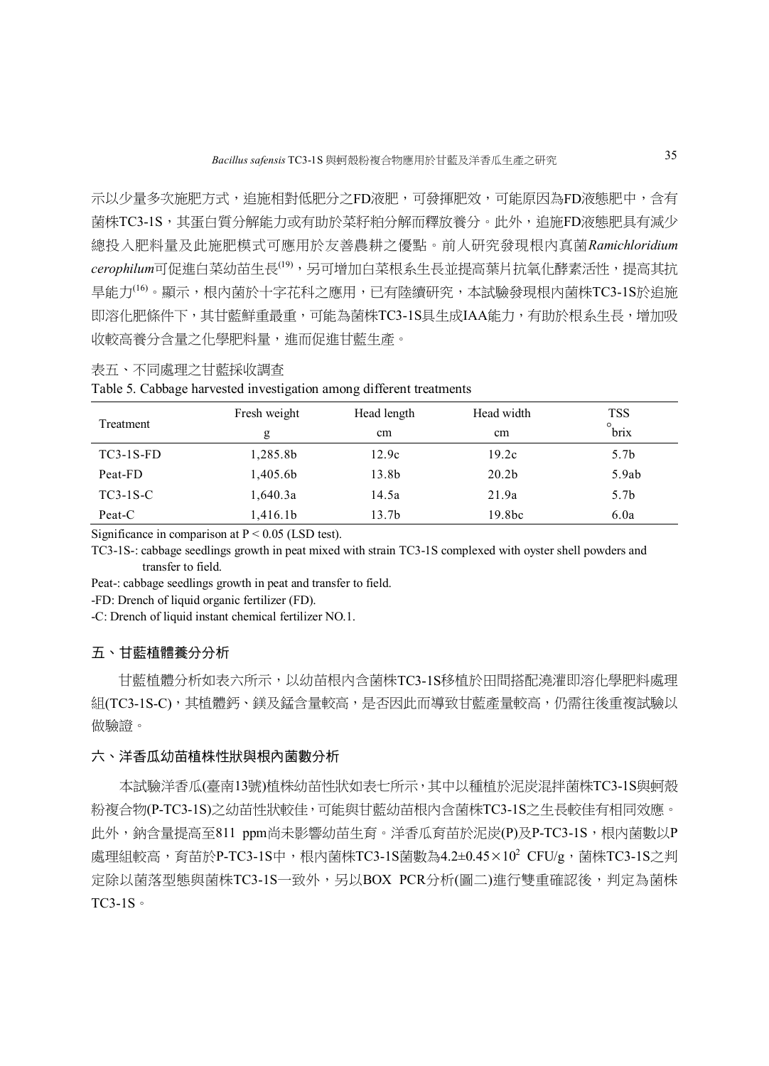示以少量多次施肥方式，追施相對低肥分之FD液肥，可發揮肥效，可能原因為FD液態肥中，含有菌株TC3-1S，其蛋白質分解能力或有助於菜籽粕分解而釋放養分。此外，追施FD液態肥具有減少總投入肥料量及此施肥模式可應用於友善農耕之優點。前人研究發現根內真菌*Ramichloridium cerophilum*可促進白菜幼苗生長[19]，另可增加白菜根系生長並提高葉片抗氧化酵素活性，提高其抗旱能力[16]。顯示，根內菌於十字花科之應用，已有陸續研究，本試驗發現根內菌株TC3-1S於追施即溶化肥條件下，其甘藍鮮重最重，可能為菌株TC3-1S具生成IAA能力，有助於根系生長，增加吸收較高養分含量之化學肥料量，進而促進甘藍生產。

表五、不同處理之甘藍採收調查

Table 5. Cabbage harvested investigation among different treatments

| Treatment | Fresh weight | Head length | Head width | TSS |
|---|---|---|---|---|
| | g | cm | cm | °brix |
| TC3-1S-FD | 1,285.8b | 12.9c | 19.2c | 5.7b |
| Peat-FD | 1,405.6b | 13.8b | 20.2b | 5.9ab |
| TC3-1S-C | 1,640.3a | 14.5a | 21.9a | 5.7b |
| Peat-C | 1,416.1b | 13.7b | 19.8bc | 6.0a |

Significance in comparison at $P < 0.05$ (LSD test).

TC3-1S-: cabbage seedlings growth in peat mixed with strain TC3-1S complexed with oyster shell powders and transfer to field.

Peat-: cabbage seedlings growth in peat and transfer to field.

-FD: Drench of liquid organic fertilizer (FD).

-C: Drench of liquid instant chemical fertilizer NO.1.

## 五、甘藍植體養分分析

甘藍植體分析如表六所示，以幼苗根內含菌株TC3-1S移植於田間搭配澆灌即溶化學肥料處理組(TC3-1S-C)，其植體鈣、鎂及錳含量較高，是否因此而導致甘藍產量較高，仍需往後重複試驗以做驗證。

## 六、洋香瓜幼苗植株性狀與根內菌數分析

本試驗洋香瓜(臺南13號)植株幼苗性狀如表七所示，其中以種植於泥炭混拌菌株TC3-1S與蚵殼粉複合物(P-TC3-1S)之幼苗性狀較佳，可能與甘藍幼苗根內含菌株TC3-1S之生長較佳有相同效應。此外，鈉含量提高至811 ppm尚未影響幼苗生育。洋香瓜育苗於泥炭(P)及P-TC3-1S，根內菌數以P處理組較高，育苗於P-TC3-1S中，根內菌株TC3-1S菌數為$4.2 \pm 0.45 \times 10^2$ CFU/g，菌株TC3-1S之判定除以菌落型態與菌株TC3-1S一致外，另以BOX PCR分析(圖二)進行雙重確認後，判定為菌株TC3-1S。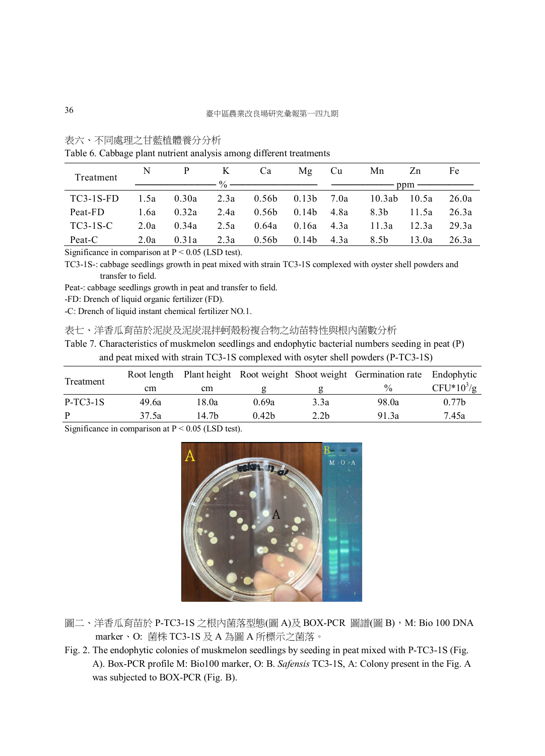表六、不同處理之甘藍植體養分分析

Table 6. Cabbage plant nutrient analysis among different treatments

| Treatment | N | P | K | Ca | Mg | Cu | Mn | Zn | Fe |
|---|---|---|---|---|---|---|---|---|---|
| | % | | | | | ppm | | | |
| TC3-1S-FD | 1.5a | 0.30a | 2.3a | 0.56b | 0.13b | 7.0a | 10.3ab | 10.5a | 26.0a |
| Peat-FD | 1.6a | 0.32a | 2.4a | 0.56b | 0.14b | 4.8a | 8.3b | 11.5a | 26.3a |
| TC3-1S-C | 2.0a | 0.34a | 2.5a | 0.64a | 0.16a | 4.3a | 11.3a | 12.3a | 29.3a |
| Peat-C | 2.0a | 0.31a | 2.3a | 0.56b | 0.14b | 4.3a | 8.5b | 13.0a | 26.3a |

Significance in comparison at $P < 0.05$ (LSD test).

TC3-1S-: cabbage seedlings growth in peat mixed with strain TC3-1S complexed with oyster shell powders and transfer to field.

Peat-: cabbage seedlings growth in peat and transfer to field.

-FD: Drench of liquid organic fertilizer (FD).

-C: Drench of liquid instant chemical fertilizer NO.1.

表七、洋香瓜育苗於泥炭及泥炭混拌蚵殼粉複合物之幼苗特性與根內菌數分析

Table 7. Characteristics of muskmelon seedlings and endophytic bacterial numbers seeding in peat (P) and peat mixed with strain TC3-1S complexed with osyter shell powders (P-TC3-1S)

| Treatment | Root length | Plant height | Root weight | Shoot weight | Germination rate | Endophytic |
|---|---|---|---|---|---|---|
| | cm | cm | g | g | % | CFU*$10^3$/g |
| P-TC3-1S | 49.6a | 18.0a | 0.69a | 3.3a | 98.0a | 0.77b |
| P | 37.5a | 14.7b | 0.42b | 2.2b | 91.3a | 7.45a |

Significance in comparison at $P < 0.05$ (LSD test).

圖二、洋香瓜育苗於 P-TC3-1S 之根內菌落型態(圖 A)及 BOX-PCR 圖譜(圖 B)，M: Bio 100 DNA marker、O: 菌株 TC3-1S 及 A 為圖 A 所標示之菌落。

Fig. 2. The endophytic colonies of muskmelon seedlings by seeding in peat mixed with P-TC3-1S (Fig. A). Box-PCR profile M: Bio100 marker, O: B. *Safensis* TC3-1S, A: Colony present in the Fig. A was subjected to BOX-PCR (Fig. B).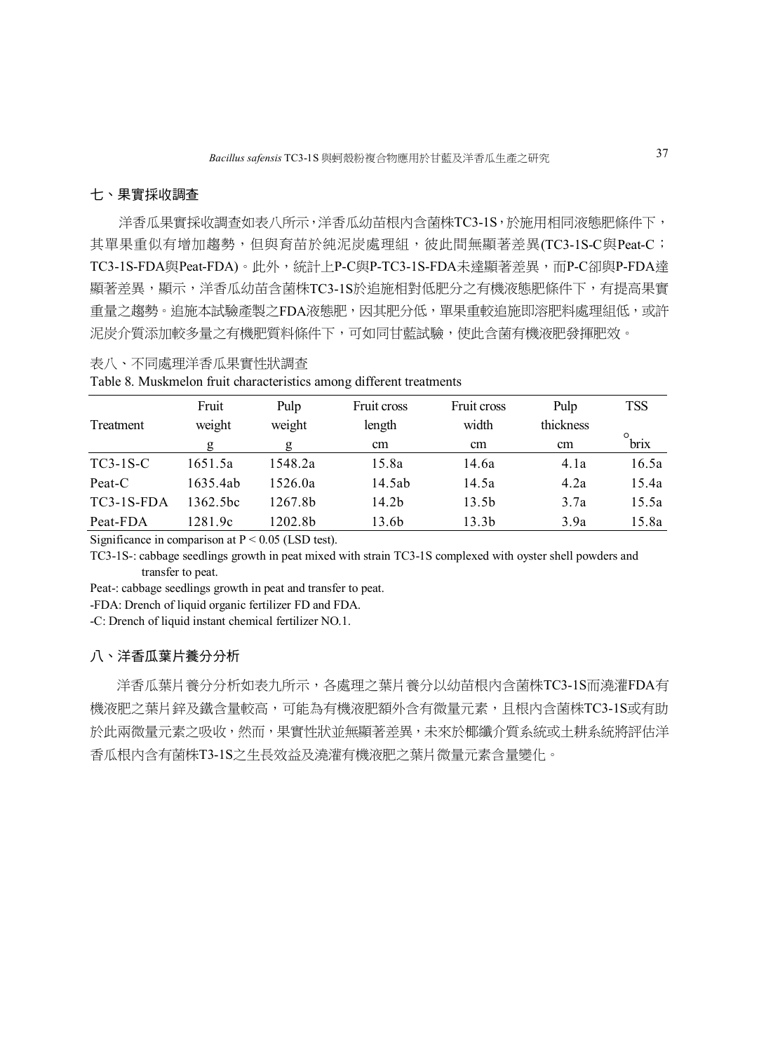## 七、果實採收調查

洋香瓜果實採收調查如表八所示，洋香瓜幼苗根內含菌株TC3-1S，於施用相同液態肥條件下，其單果重似有增加趨勢，但與育苗於純泥炭處理組，彼此間無顯著差異(TC3-1S-C與Peat-C；TC3-1S-FDA與Peat-FDA)。此外，統計上P-C與P-TC3-1S-FDA未達顯著差異，而P-C卻與P-FDA達顯著差異，顯示，洋香瓜幼苗含菌株TC3-1S於追施相對低肥分之有機液態肥條件下，有提高果實重量之趨勢。追施本試驗產製之FDA液態肥，因其肥分低，單果重較追施即溶肥料處理組低，或許泥炭介質添加較多量之有機肥質料條件下，可如同甘藍試驗，使此含菌有機液肥發揮肥效。

表八、不同處理洋香瓜果實性狀調查

Table 8. Muskmelon fruit characteristics among different treatments

| Treatment | Fruit weight | Pulp weight | Fruit cross length | Fruit cross width | Pulp thickness | TSS |
|---|---|---|---|---|---|---|
| | g | g | cm | cm | cm | °brix |
| TC3-1S-C | 1651.5a | 1548.2a | 15.8a | 14.6a | 4.1a | 16.5a |
| Peat-C | 1635.4ab | 1526.0a | 14.5ab | 14.5a | 4.2a | 15.4a |
| TC3-1S-FDA | 1362.5bc | 1267.8b | 14.2b | 13.5b | 3.7a | 15.5a |
| Peat-FDA | 1281.9c | 1202.8b | 13.6b | 13.3b | 3.9a | 15.8a |

Significance in comparison at $P < 0.05$ (LSD test).

TC3-1S-: cabbage seedlings growth in peat mixed with strain TC3-1S complexed with oyster shell powders and transfer to peat.

Peat-: cabbage seedlings growth in peat and transfer to peat.

-FDA: Drench of liquid organic fertilizer FD and FDA.

-C: Drench of liquid instant chemical fertilizer NO.1.

## 八、洋香瓜葉片養分分析

洋香瓜葉片養分分析如表九所示，各處理之葉片養分以幼苗根內含菌株TC3-1S而澆灌FDA有機液肥之葉片鋅及鐵含量較高，可能為有機液肥額外含有微量元素，且根內含菌株TC3-1S或有助於此兩微量元素之吸收，然而，果實性狀並無顯著差異，未來於椰纖介質系統或土耕系統將評估洋香瓜根內含有菌株T3-1S之生長效益及澆灌有機液肥之葉片微量元素含量變化。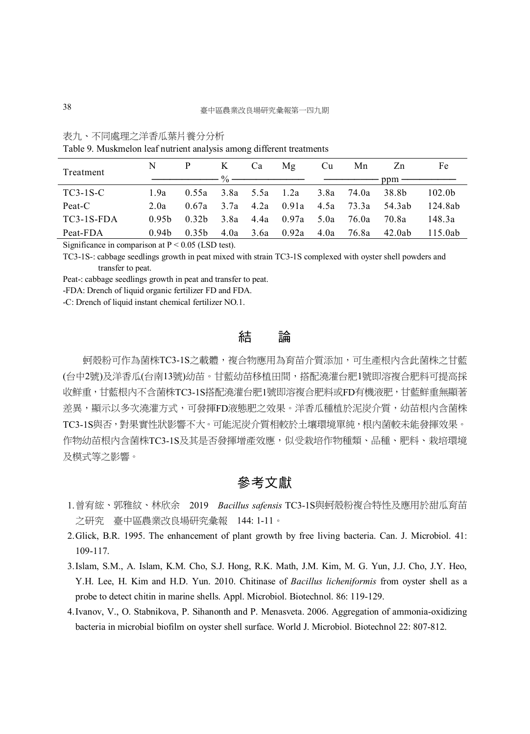表九、不同處理之洋香瓜葉片養分分析

Table 9. Muskmelon leaf nutrient analysis among different treatments

| Treatment | N | P | K | Ca | Mg | Cu | Mn | Zn | Fe |
|---|---|---|---|---|---|---|---|---|---|
| | % | | | | | ppm | | | |
| TC3-1S-C | 1.9a | 0.55a | 3.8a | 5.5a | 1.2a | 3.8a | 74.0a | 38.8b | 102.0b |
| Peat-C | 2.0a | 0.67a | 3.7a | 4.2a | 0.91a | 4.5a | 73.3a | 54.3ab | 124.8ab |
| TC3-1S-FDA | 0.95b | 0.32b | 3.8a | 4.4a | 0.97a | 5.0a | 76.0a | 70.8a | 148.3a |
| Peat-FDA | 0.94b | 0.35b | 4.0a | 3.6a | 0.92a | 4.0a | 76.8a | 42.0ab | 115.0ab |

Significance in comparison at $P < 0.05$ (LSD test).

TC3-1S-: cabbage seedlings growth in peat mixed with strain TC3-1S complexed with oyster shell powders and transfer to peat.

Peat-: cabbage seedlings growth in peat and transfer to peat.

-FDA: Drench of liquid organic fertilizer FD and FDA.

-C: Drench of liquid instant chemical fertilizer NO.1.

## 結　論

蚵殼粉可作為菌株TC3-1S之載體，複合物應用為育苗介質添加，可生產根內含此菌株之甘藍(台中2號)及洋香瓜(台南13號)幼苗。甘藍幼苗移植田間，搭配澆灌台肥1號即溶複合肥料可提高採收鮮重，甘藍根內不含菌株TC3-1S搭配澆灌台肥1號即溶複合肥料或FD有機液肥，甘藍鮮重無顯著差異，顯示以多次澆灌方式，可發揮FD液態肥之效果。洋香瓜種植於泥炭介質，幼苗根內含菌株TC3-1S與否，對果實性狀影響不大。可能泥炭介質相較於土壤環境單純，根內菌較未能發揮效果。作物幼苗根內含菌株TC3-1S及其是否發揮增產效應，似受栽培作物種類、品種、肥料、栽培環境及模式等之影響。

## 參考文獻

1. 曾宥綋、郭雅紋、林欣余　2019　*Bacillus safensis* TC3-1S與蚵殼粉複合特性及應用於甜瓜育苗之研究　臺中區農業改良場研究彙報　144: 1-11。
2. Glick, B.R. 1995. The enhancement of plant growth by free living bacteria. Can. J. Microbiol. 41: 109-117.
3. Islam, S.M., A. Islam, K.M. Cho, S.J. Hong, R.K. Math, J.M. Kim, M. G. Yun, J.J. Cho, J.Y. Heo, Y.H. Lee, H. Kim and H.D. Yun. 2010. Chitinase of *Bacillus licheniformis* from oyster shell as a probe to detect chitin in marine shells. Appl. Microbiol. Biotechnol. 86: 119-129.
4. Ivanov, V., O. Stabnikova, P. Sihanonth and P. Menasveta. 2006. Aggregation of ammonia-oxidizing bacteria in microbial biofilm on oyster shell surface. World J. Microbiol. Biotechnol 22: 807-812.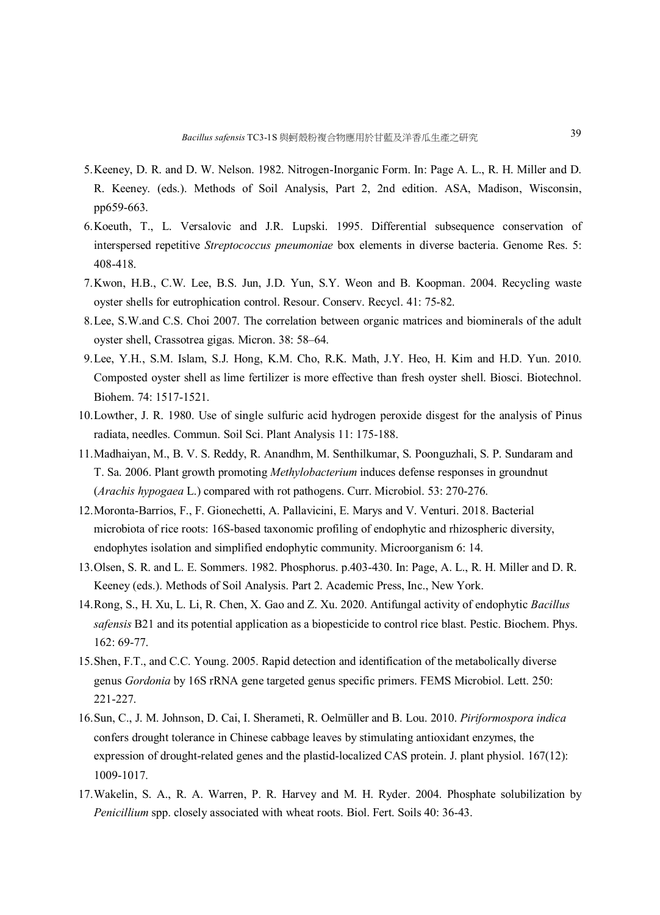5. Keeney, D. R. and D. W. Nelson. 1982. Nitrogen-Inorganic Form. In: Page A. L., R. H. Miller and D. R. Keeney. (eds.). Methods of Soil Analysis, Part 2, 2nd edition. ASA, Madison, Wisconsin, pp659-663.
6. Koeuth, T., L. Versalovic and J.R. Lupski. 1995. Differential subsequence conservation of interspersed repetitive *Streptococcus pneumoniae* box elements in diverse bacteria. Genome Res. 5: 408-418.
7. Kwon, H.B., C.W. Lee, B.S. Jun, J.D. Yun, S.Y. Weon and B. Koopman. 2004. Recycling waste oyster shells for eutrophication control. Resour. Conserv. Recycl. 41: 75-82.
8. Lee, S.W.and C.S. Choi 2007. The correlation between organic matrices and biominerals of the adult oyster shell, Crassotrea gigas. Micron. 38: 58–64.
9. Lee, Y.H., S.M. Islam, S.J. Hong, K.M. Cho, R.K. Math, J.Y. Heo, H. Kim and H.D. Yun. 2010. Composted oyster shell as lime fertilizer is more effective than fresh oyster shell. Biosci. Biotechnol. Biohem. 74: 1517-1521.
10. Lowther, J. R. 1980. Use of single sulfuric acid hydrogen peroxide disgest for the analysis of Pinus radiata, needles. Commun. Soil Sci. Plant Analysis 11: 175-188.
11. Madhaiyan, M., B. V. S. Reddy, R. Anandhm, M. Senthilkumar, S. Poonguzhali, S. P. Sundaram and T. Sa. 2006. Plant growth promoting *Methylobacterium* induces defense responses in groundnut (*Arachis hypogaea* L.) compared with rot pathogens. Curr. Microbiol. 53: 270-276.
12. Moronta-Barrios, F., F. Gionechetti, A. Pallavicini, E. Marys and V. Venturi. 2018. Bacterial microbiota of rice roots: 16S-based taxonomic profiling of endophytic and rhizospheric diversity, endophytes isolation and simplified endophytic community. Microorganism 6: 14.
13. Olsen, S. R. and L. E. Sommers. 1982. Phosphorus. p.403-430. In: Page, A. L., R. H. Miller and D. R. Keeney (eds.). Methods of Soil Analysis. Part 2. Academic Press, Inc., New York.
14. Rong, S., H. Xu, L. Li, R. Chen, X. Gao and Z. Xu. 2020. Antifungal activity of endophytic *Bacillus safensis* B21 and its potential application as a biopesticide to control rice blast. Pestic. Biochem. Phys. 162: 69-77.
15. Shen, F.T., and C.C. Young. 2005. Rapid detection and identification of the metabolically diverse genus *Gordonia* by 16S rRNA gene targeted genus specific primers. FEMS Microbiol. Lett. 250: 221-227.
16. Sun, C., J. M. Johnson, D. Cai, I. Sherameti, R. Oelmüller and B. Lou. 2010. *Piriformospora indica* confers drought tolerance in Chinese cabbage leaves by stimulating antioxidant enzymes, the expression of drought-related genes and the plastid-localized CAS protein. J. plant physiol. 167(12): 1009-1017.
17. Wakelin, S. A., R. A. Warren, P. R. Harvey and M. H. Ryder. 2004. Phosphate solubilization by *Penicillium* spp. closely associated with wheat roots. Biol. Fert. Soils 40: 36-43.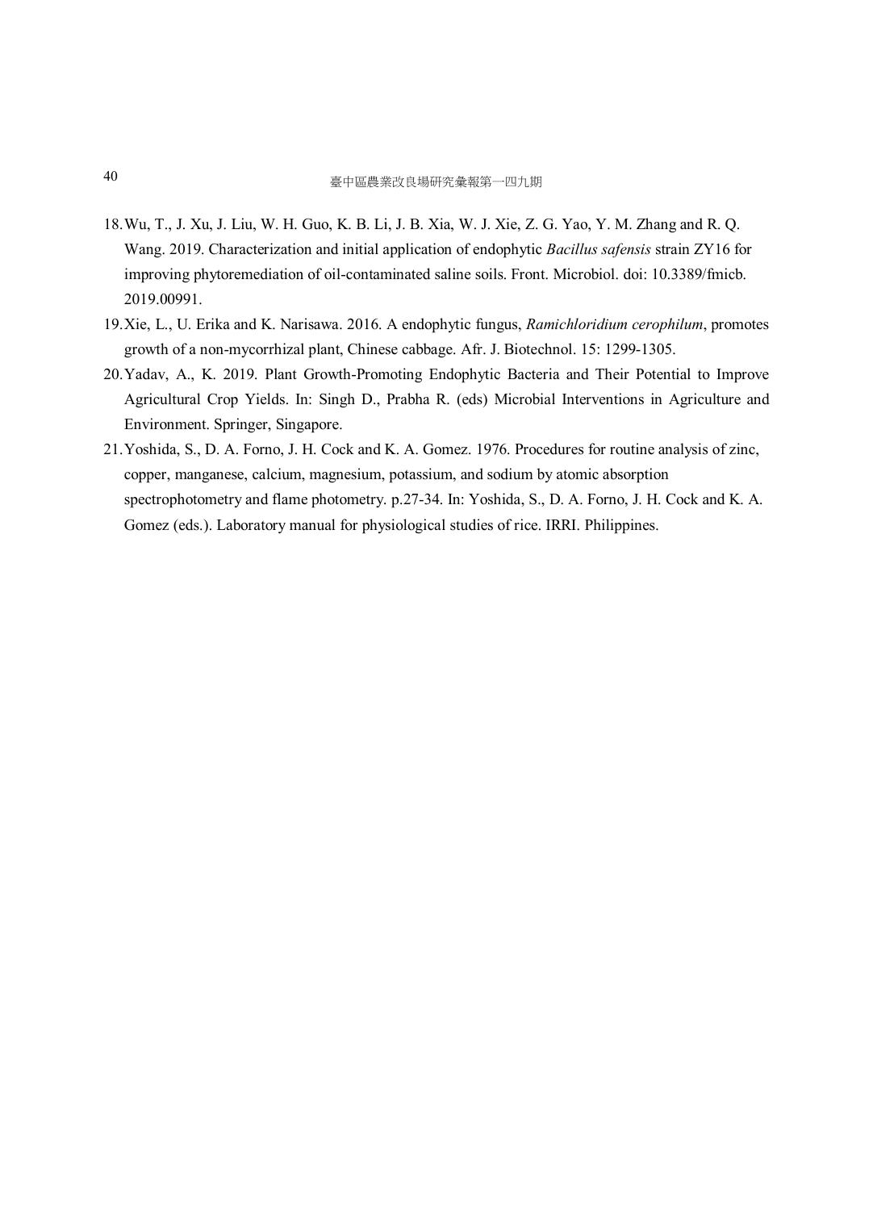18. Wu, T., J. Xu, J. Liu, W. H. Guo, K. B. Li, J. B. Xia, W. J. Xie, Z. G. Yao, Y. M. Zhang and R. Q. Wang. 2019. Characterization and initial application of endophytic *Bacillus safensis* strain ZY16 for improving phytoremediation of oil-contaminated saline soils. Front. Microbiol. doi: 10.3389/fmicb. 2019.00991.
19. Xie, L., U. Erika and K. Narisawa. 2016. A endophytic fungus, *Ramichloridium cerophilum*, promotes growth of a non-mycorrhizal plant, Chinese cabbage. Afr. J. Biotechnol. 15: 1299-1305.
20. Yadav, A., K. 2019. Plant Growth-Promoting Endophytic Bacteria and Their Potential to Improve Agricultural Crop Yields. In: Singh D., Prabha R. (eds) Microbial Interventions in Agriculture and Environment. Springer, Singapore.
21. Yoshida, S., D. A. Forno, J. H. Cock and K. A. Gomez. 1976. Procedures for routine analysis of zinc, copper, manganese, calcium, magnesium, potassium, and sodium by atomic absorption spectrophotometry and flame photometry. p.27-34. In: Yoshida, S., D. A. Forno, J. H. Cock and K. A. Gomez (eds.). Laboratory manual for physiological studies of rice. IRRI. Philippines.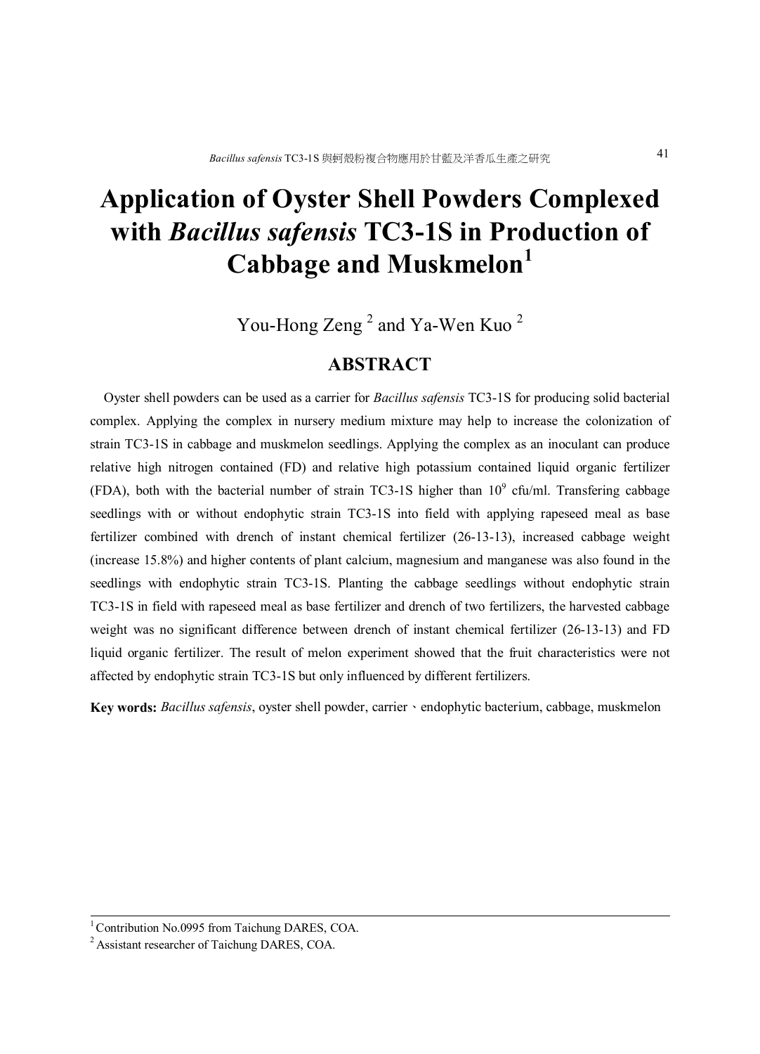# Application of Oyster Shell Powders Complexed with *Bacillus safensis* TC3-1S in Production of Cabbage and Muskmelon[1]

You-Hong Zeng [2] and Ya-Wen Kuo [2]

## ABSTRACT

Oyster shell powders can be used as a carrier for *Bacillus safensis* TC3-1S for producing solid bacterial complex. Applying the complex in nursery medium mixture may help to increase the colonization of strain TC3-1S in cabbage and muskmelon seedlings. Applying the complex as an inoculant can produce relative high nitrogen contained (FD) and relative high potassium contained liquid organic fertilizer (FDA), both with the bacterial number of strain TC3-1S higher than $10^9$ cfu/ml. Transfering cabbage seedlings with or without endophytic strain TC3-1S into field with applying rapeseed meal as base fertilizer combined with drench of instant chemical fertilizer (26-13-13), increased cabbage weight (increase 15.8%) and higher contents of plant calcium, magnesium and manganese was also found in the seedlings with endophytic strain TC3-1S. Planting the cabbage seedlings without endophytic strain TC3-1S in field with rapeseed meal as base fertilizer and drench of two fertilizers, the harvested cabbage weight was no significant difference between drench of instant chemical fertilizer (26-13-13) and FD liquid organic fertilizer. The result of melon experiment showed that the fruit characteristics were not affected by endophytic strain TC3-1S but only influenced by different fertilizers.

**Key words:** *Bacillus safensis*, oyster shell powder, carrier、endophytic bacterium, cabbage, muskmelon

---

[1] Contribution No.0995 from Taichung DARES, COA.

[2] Assistant researcher of Taichung DARES, COA.